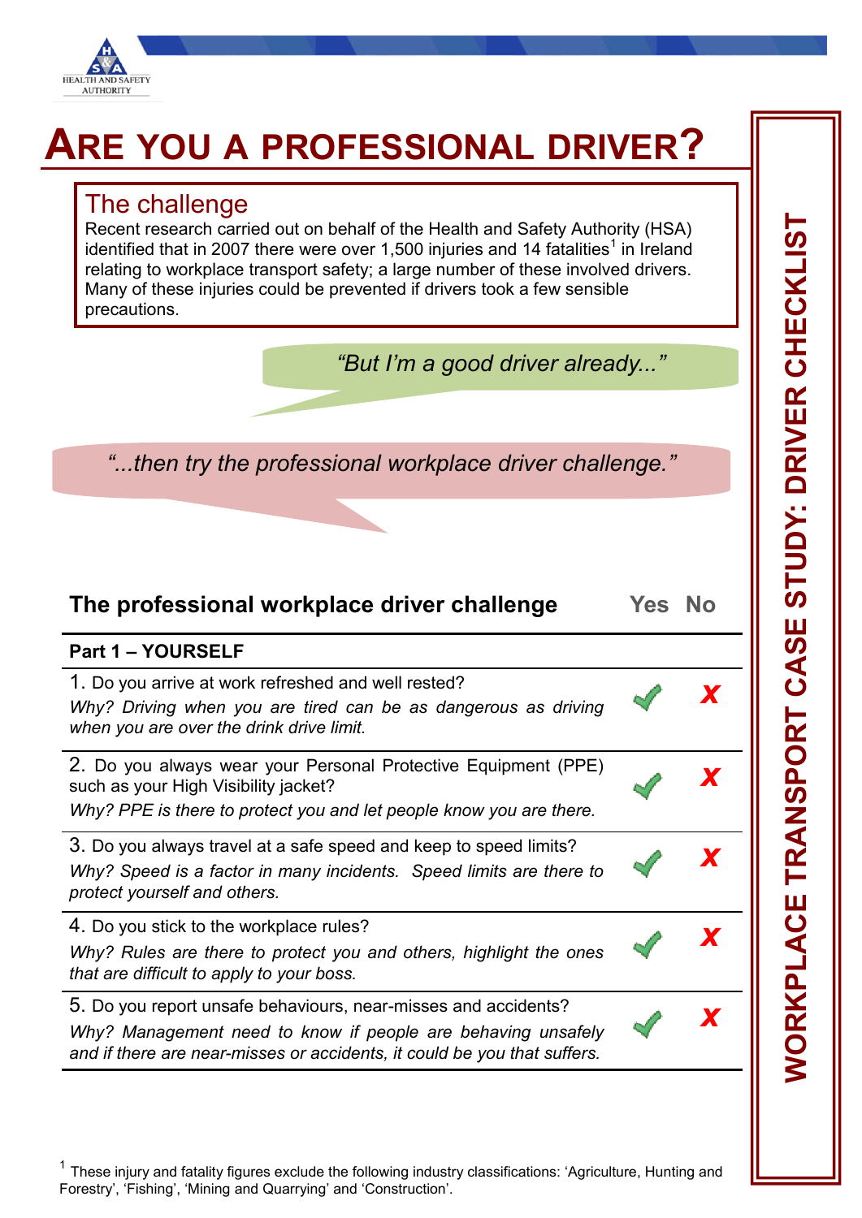HEALTH AND SAFETY AUTHORITY

# ARE YOU A PROFESSIONAL DRIVER?

**WORKPLACE TRANSPORT CASE STUDY: DRIVER CHECKLIST**

## The challenge

Recent research carried out on behalf of the Health and Safety Authority (HSA) identified that in 2007 there were over 1,500 injuries and 14 fatalities[1] in Ireland relating to workplace transport safety; a large number of these involved drivers. Many of these injuries could be prevented if drivers took a few sensible precautions.

*"But I'm a good driver already..."*

*"...then try the professional workplace driver challenge."*

| **The professional workplace driver challenge** | **Yes** | **No** |
|---|---|---|
| **Part 1 – YOURSELF** | | |
| 1. Do you arrive at work refreshed and well rested? *Why? Driving when you are tired can be as dangerous as driving when you are over the drink drive limit.* | ✔ | ✘ |
| 2. Do you always wear your Personal Protective Equipment (PPE) such as your High Visibility jacket? *Why? PPE is there to protect you and let people know you are there.* | ✔ | ✘ |
| 3. Do you always travel at a safe speed and keep to speed limits? *Why? Speed is a factor in many incidents. Speed limits are there to protect yourself and others.* | ✔ | ✘ |
| 4. Do you stick to the workplace rules? *Why? Rules are there to protect you and others, highlight the ones that are difficult to apply to your boss.* | ✔ | ✘ |
| 5. Do you report unsafe behaviours, near-misses and accidents? *Why? Management need to know if people are behaving unsafely and if there are near-misses or accidents, it could be you that suffers.* | ✔ | ✘ |

[1] These injury and fatality figures exclude the following industry classifications: 'Agriculture, Hunting and Forestry', 'Fishing', 'Mining and Quarrying' and 'Construction'.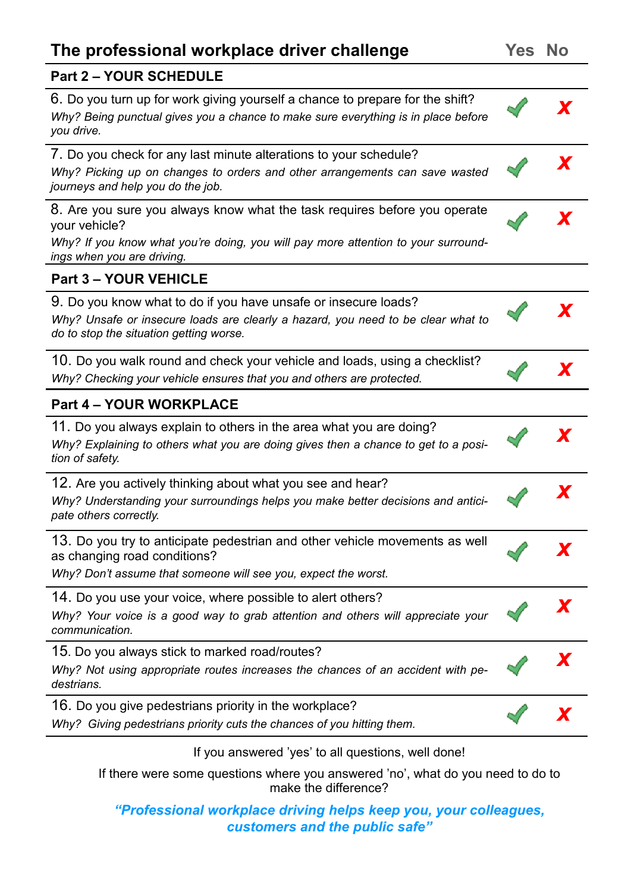## The professional workplace driver challenge

| | Yes | No |
|---|---|---|
| **Part 2 – YOUR SCHEDULE** | | |
| 6. Do you turn up for work giving yourself a chance to prepare for the shift? *Why? Being punctual gives you a chance to make sure everything is in place before you drive.* | ✓ | ✗ |
| 7. Do you check for any last minute alterations to your schedule? *Why? Picking up on changes to orders and other arrangements can save wasted journeys and help you do the job.* | ✓ | ✗ |
| 8. Are you sure you always know what the task requires before you operate your vehicle? *Why? If you know what you're doing, you will pay more attention to your surroundings when you are driving.* | ✓ | ✗ |
| **Part 3 – YOUR VEHICLE** | | |
| 9. Do you know what to do if you have unsafe or insecure loads? *Why? Unsafe or insecure loads are clearly a hazard, you need to be clear what to do to stop the situation getting worse.* | ✓ | ✗ |
| 10. Do you walk round and check your vehicle and loads, using a checklist? *Why? Checking your vehicle ensures that you and others are protected.* | ✓ | ✗ |
| **Part 4 – YOUR WORKPLACE** | | |
| 11. Do you always explain to others in the area what you are doing? *Why? Explaining to others what you are doing gives then a chance to get to a position of safety.* | ✓ | ✗ |
| 12. Are you actively thinking about what you see and hear? *Why? Understanding your surroundings helps you make better decisions and anticipate others correctly.* | ✓ | ✗ |
| 13. Do you try to anticipate pedestrian and other vehicle movements as well as changing road conditions? *Why? Don't assume that someone will see you, expect the worst.* | ✓ | ✗ |
| 14. Do you use your voice, where possible to alert others? *Why? Your voice is a good way to grab attention and others will appreciate your communication.* | ✓ | ✗ |
| 15. Do you always stick to marked road/routes? *Why? Not using appropriate routes increases the chances of an accident with pedestrians.* | ✓ | ✗ |
| 16. Do you give pedestrians priority in the workplace? *Why? Giving pedestrians priority cuts the chances of you hitting them.* | ✓ | ✗ |

If you answered 'yes' to all questions, well done!

If there were some questions where you answered 'no', what do you need to do to make the difference?

***"Professional workplace driving helps keep you, your colleagues, customers and the public safe"***